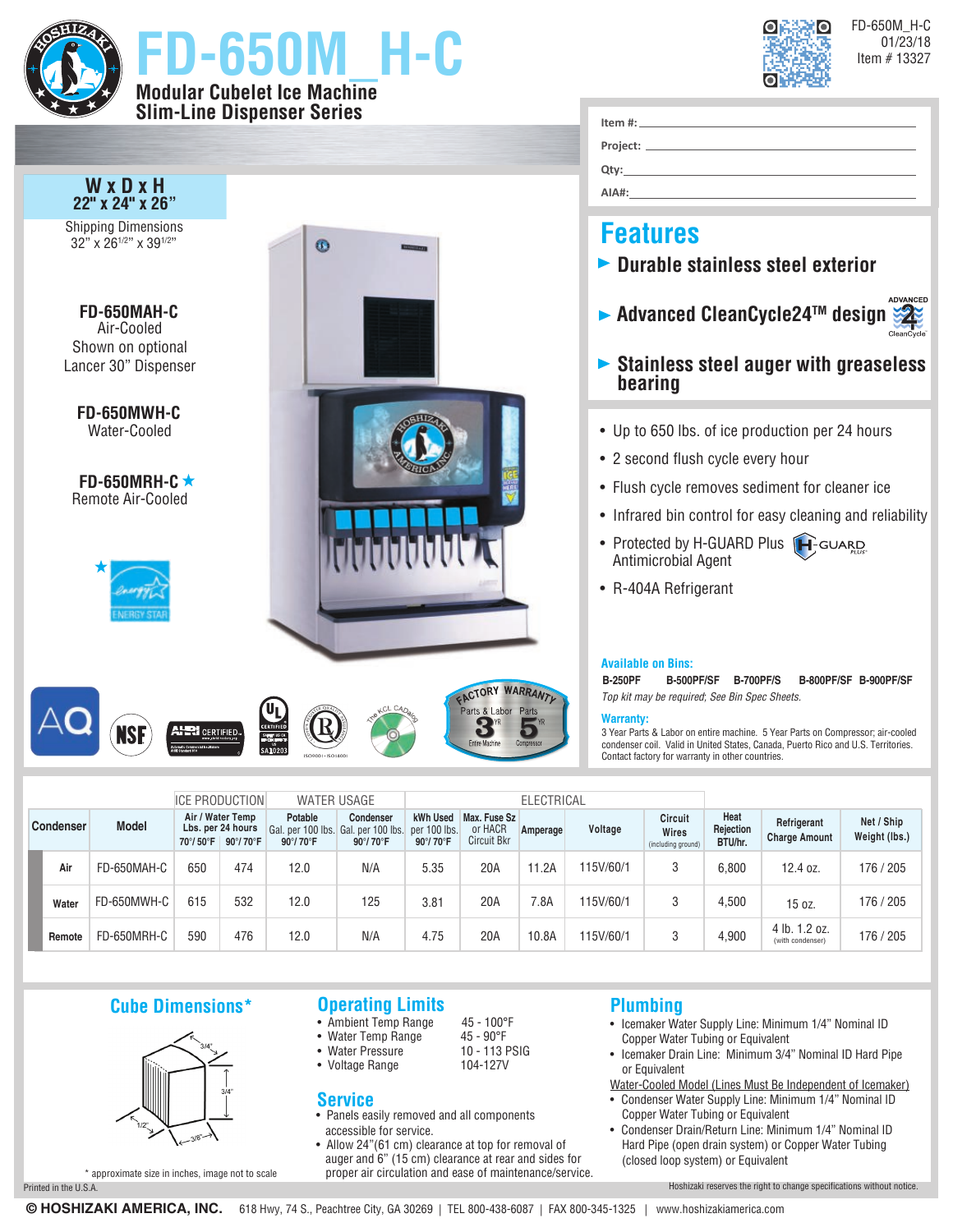# FD-650M_H-C

## Modular Cubelet Ice Machine
## Slim-Line Dispenser Series

FD-650M_H-C
01/23/18
Item # 13327

Item #: \_\_\_\_\_\_\_\_
Project: \_\_\_\_\_\_\_\_
Qty: \_\_\_\_\_\_\_\_
AIA#: \_\_\_\_\_\_\_\_

**W x D x H**
**22" x 24" x 26"**

Shipping Dimensions
32" x 26[1/2]" x 39[1/2]"

**FD-650MAH-C**
Air-Cooled
Shown on optional
Lancer 30" Dispenser

**FD-650MWH-C**
Water-Cooled

**FD-650MRH-C** ★
Remote Air-Cooled

★ ENERGY STAR

FACTORY WARRANTY: Parts & Labor 3 YR Entire Machine; Parts 5 YR Compressor

## Features

- **Durable stainless steel exterior**
- **Advanced CleanCycle24™ design**
- **Stainless steel auger with greaseless bearing**

- Up to 650 lbs. of ice production per 24 hours
- 2 second flush cycle every hour
- Flush cycle removes sediment for cleaner ice
- Infrared bin control for easy cleaning and reliability
- Protected by H-GUARD Plus Antimicrobial Agent
- R-404A Refrigerant

### Available on Bins:

**B-250PF  B-500PF/SF  B-700PF/S  B-800PF/SF  B-900PF/SF**

*Top kit may be required; See Bin Spec Sheets.*

### Warranty:

3 Year Parts & Labor on entire machine. 5 Year Parts on Compressor; air-cooled condenser coil. Valid in United States, Canada, Puerto Rico and U.S. Territories. Contact factory for warranty in other countries.

| | | ICE PRODUCTION | | WATER USAGE | | ELECTRICAL | | | | | | | |
|---|---|---|---|---|---|---|---|---|---|---|---|---|---|
| Condenser | Model | Air / Water Temp Lbs. per 24 hours 70°/ 50°F | 90°/ 70°F | Potable Gal. per 100 lbs. 90°/ 70°F | Condenser Gal. per 100 lbs. 90°/ 70°F | kWh Used per 100 lbs. 90°/ 70°F | Max. Fuse Sz or HACR Circuit Bkr | Amperage | Voltage | Circuit Wires (including ground) | Heat Rejection BTU/hr. | Refrigerant Charge Amount | Net / Ship Weight (lbs.) |
| Air | FD-650MAH-C | 650 | 474 | 12.0 | N/A | 5.35 | 20A | 11.2A | 115V/60/1 | 3 | 6,800 | 12.4 oz. | 176 / 205 |
| Water | FD-650MWH-C | 615 | 532 | 12.0 | 125 | 3.81 | 20A | 7.8A | 115V/60/1 | 3 | 4,500 | 15 oz. | 176 / 205 |
| Remote | FD-650MRH-C | 590 | 476 | 12.0 | N/A | 4.75 | 20A | 10.8A | 115V/60/1 | 3 | 4,900 | 4 lb. 1.2 oz. (with condenser) | 176 / 205 |

## Cube Dimensions*

3/4", 3/4", 1/2", 3/8"

\* approximate size in inches, image not to scale

## Operating Limits

- Ambient Temp Range: 45 - 100°F
- Water Temp Range: 45 - 90°F
- Water Pressure: 10 - 113 PSIG
- Voltage Range: 104-127V

## Service

- Panels easily removed and all components accessible for service.
- Allow 24"(61 cm) clearance at top for removal of auger and 6" (15 cm) clearance at rear and sides for proper air circulation and ease of maintenance/service.

## Plumbing

- Icemaker Water Supply Line: Minimum 1/4" Nominal ID Copper Water Tubing or Equivalent
- Icemaker Drain Line: Minimum 3/4" Nominal ID Hard Pipe or Equivalent

Water-Cooled Model (Lines Must Be Independent of Icemaker)

- Condenser Water Supply Line: Minimum 1/4" Nominal ID Copper Water Tubing or Equivalent
- Condenser Drain/Return Line: Minimum 1/4" Nominal ID Hard Pipe (open drain system) or Copper Water Tubing (closed loop system) or Equivalent

Printed in the U.S.A.

Hoshizaki reserves the right to change specifications without notice.

**© HOSHIZAKI AMERICA, INC.** 618 Hwy, 74 S., Peachtree City, GA 30269 | TEL 800-438-6087 | FAX 800-345-1325 | www.hoshizakiamerica.com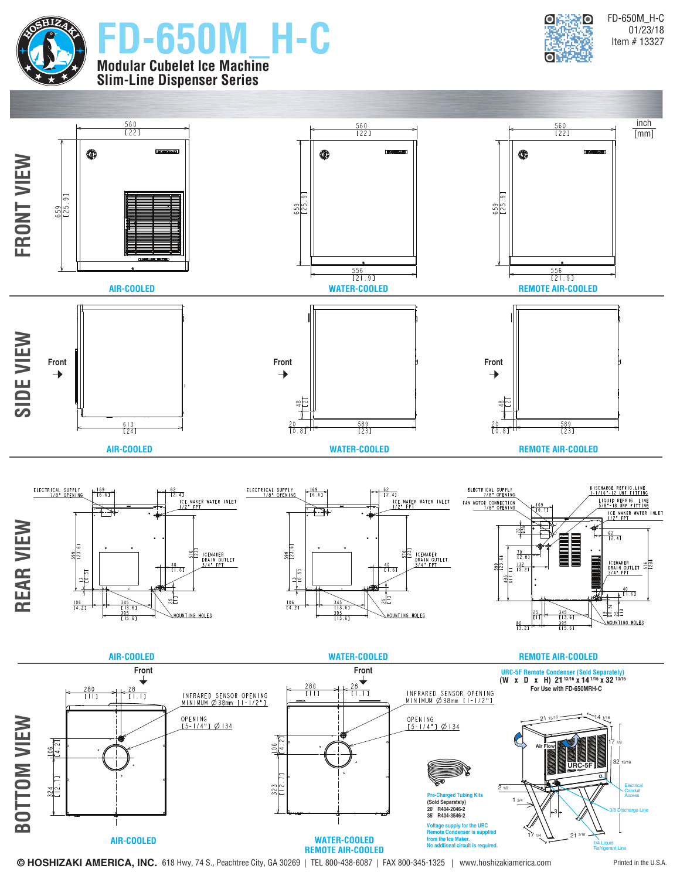# FD-650M_H-C

## Modular Cubelet Ice Machine
## Slim-Line Dispenser Series

FD-650M_H-C
01/23/18
Item # 13327

inch
[mm]

## FRONT VIEW

560 [22]
659 [25.9]
556 [21.9]

AIR-COOLED

WATER-COOLED

REMOTE AIR-COOLED

## SIDE VIEW

Front

613 [24]
589 [23]
20 [0.8]
48 [2]

AIR-COOLED

WATER-COOLED

REMOTE AIR-COOLED

## REAR VIEW

ELECTRICAL SUPPLY 7/8" OPENING
169 [6.6]
62 [2.4]
ICE MAKER WATER INLET 1/2" FPT
599 [23.6]
576 [23]
ICEMAKER DRAIN OUTLET 3/4" FPT
40 [1.6]
13 [0.5]
106 [4.2]
345 [13.6]
395 [15.6]
25 [1]
MOUNTING HOLES

DISCHARGE REFRIG. LINE 1-1/16"-12 UNF FITTING
LIQUID REFRIG. LINE 5/8"-18 UNF FITTING
FAN MOTOR CONNECTION 7/8" OPENING
169 [6.7]
70 [2.8]
132 [5.2]
435 [17.1]
80 [3.2]

AIR-COOLED

WATER-COOLED

REMOTE AIR-COOLED

## BOTTOM VIEW

Front

280 [11]
28 [1.1]
INFRARED SENSOR OPENING MINIMUM Ø 38mm [1-1/2"]
OPENING [5-1/4"] Ø 134
106 [4.2]
324 [12.7]
323 [12.7]

AIR-COOLED

WATER-COOLED
REMOTE AIR-COOLED

**URC-5F Remote Condenser (Sold Separately)**
**(W x D x H) 21 13/16 x 14 1/16 x 32 13/16**
**For Use with FD-650MRH-C**

21 13/16
14 1/16
17 7/8
32 13/16
2 1/2
1 3/4
3
17 1/4
21 3/16
Air Flow
URC-5F
Electrical Conduit Access
3/8 Discharge Line
1/4 Liquid Refrigerant Line

**Pre-Charged Tubing Kits**
**(Sold Separately)**
**20' R404-2046-2**
**35' R404-3546-2**

**Voltage supply for the URC Remote Condenser is supplied from the Ice Maker. No addtional circuit is required.**

© **HOSHIZAKI AMERICA, INC.** 618 Hwy, 74 S., Peachtree City, GA 30269 | TEL 800-438-6087 | FAX 800-345-1325 | www.hoshizakiamerica.com

Printed in the U.S.A.